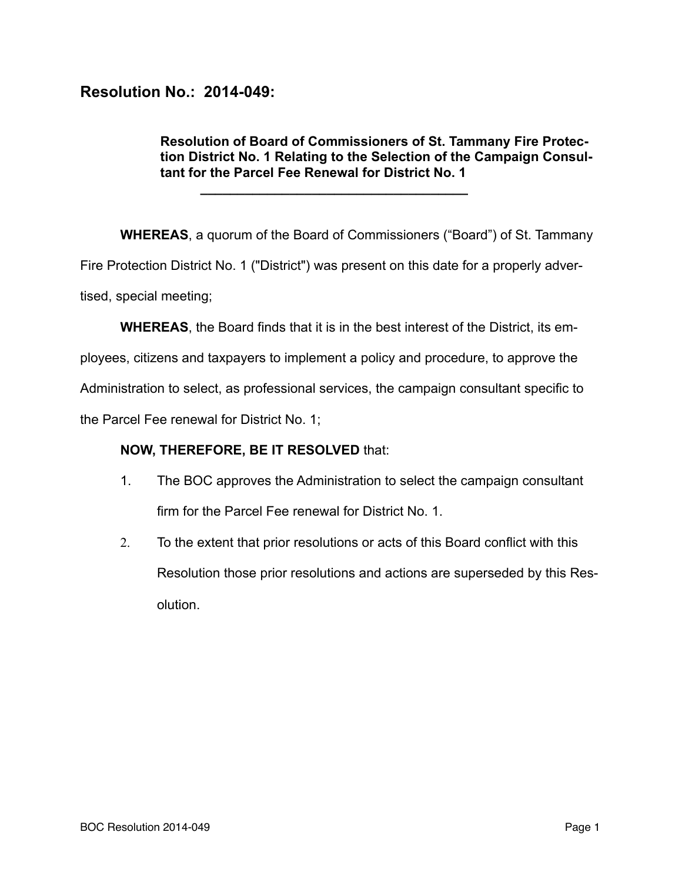# Resolution No.: 2014-049:

**Resolution of Board of Commissioners of St. Tammany Fire Protection District No. 1 Relating to the Selection of the Campaign Consultant for the Parcel Fee Renewal for District No. 1**

---

**WHEREAS**, a quorum of the Board of Commissioners ("Board") of St. Tammany Fire Protection District No. 1 ("District") was present on this date for a properly advertised, special meeting;

**WHEREAS**, the Board finds that it is in the best interest of the District, its employees, citizens and taxpayers to implement a policy and procedure, to approve the Administration to select, as professional services, the campaign consultant specific to the Parcel Fee renewal for District No. 1;

**NOW, THEREFORE, BE IT RESOLVED** that:

1. The BOC approves the Administration to select the campaign consultant firm for the Parcel Fee renewal for District No. 1.
2. To the extent that prior resolutions or acts of this Board conflict with this Resolution those prior resolutions and actions are superseded by this Resolution.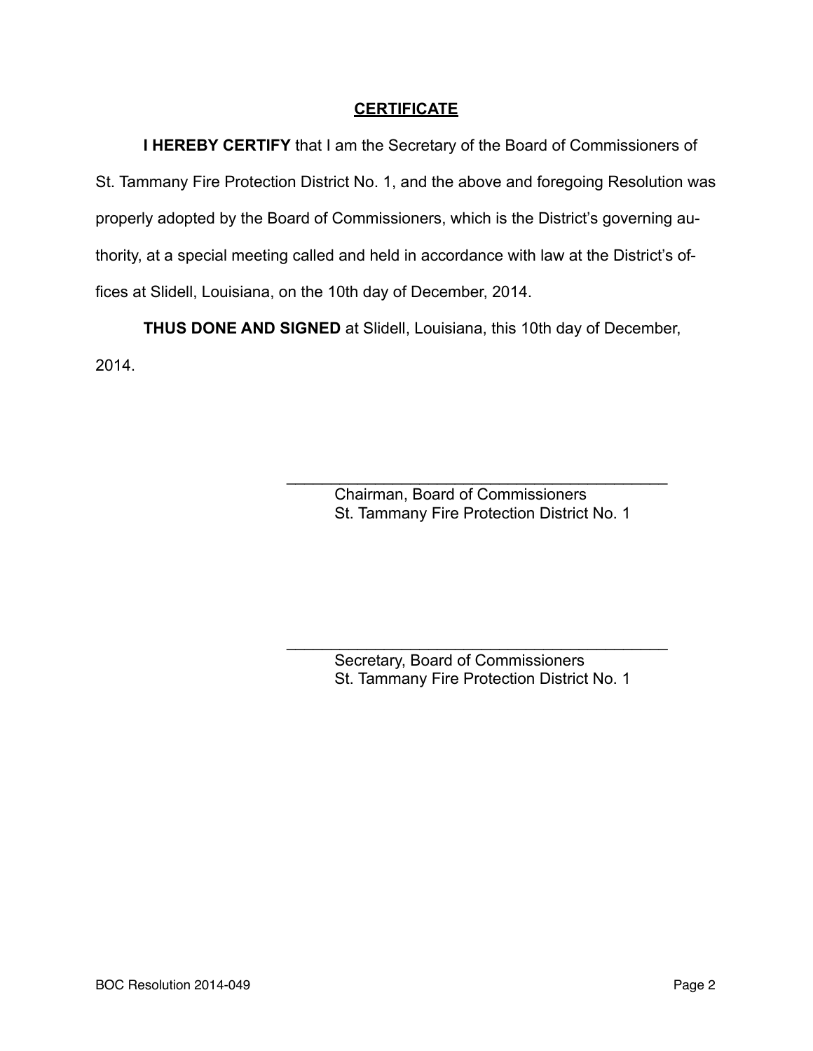## CERTIFICATE

**I HEREBY CERTIFY** that I am the Secretary of the Board of Commissioners of St. Tammany Fire Protection District No. 1, and the above and foregoing Resolution was properly adopted by the Board of Commissioners, which is the District's governing authority, at a special meeting called and held in accordance with law at the District's offices at Slidell, Louisiana, on the 10th day of December, 2014.

**THUS DONE AND SIGNED** at Slidell, Louisiana, this 10th day of December, 2014.

\_\_\_\_\_\_\_\_\_\_\_\_\_\_\_\_\_\_\_\_\_\_\_\_\_\_\_\_\_\_\_\_\_\_\_\_\_\_\_\_\_\_\_\_

Chairman, Board of Commissioners
St. Tammany Fire Protection District No. 1

\_\_\_\_\_\_\_\_\_\_\_\_\_\_\_\_\_\_\_\_\_\_\_\_\_\_\_\_\_\_\_\_\_\_\_\_\_\_\_\_\_\_\_\_

Secretary, Board of Commissioners
St. Tammany Fire Protection District No. 1